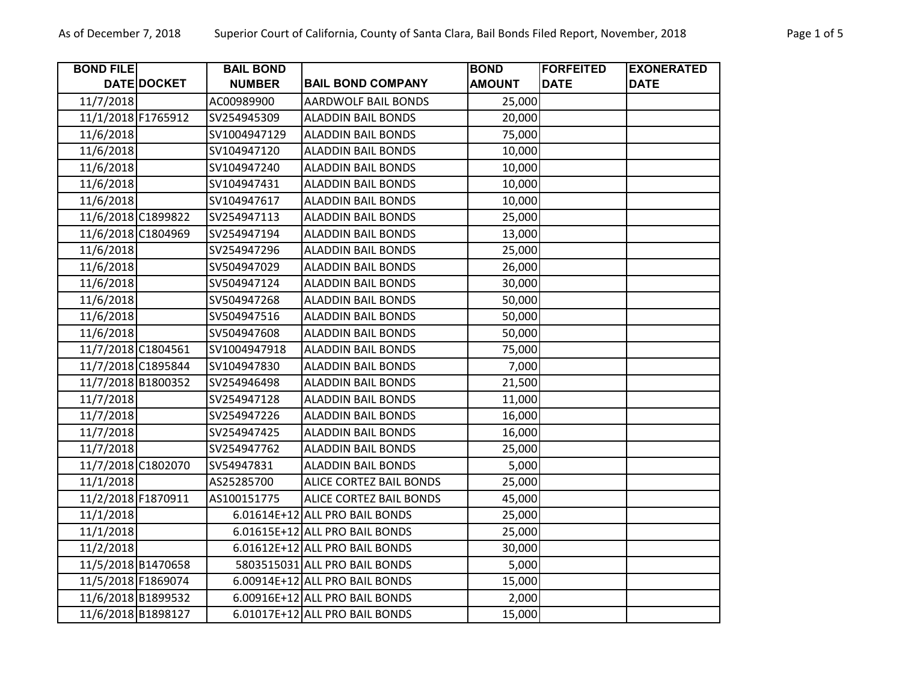| BOND FILE DATE | DOCKET | BAIL BOND NUMBER | BAIL BOND COMPANY | BOND AMOUNT | FORFEITED DATE | EXONERATED DATE |
|---|---|---|---|---|---|---|
| 11/7/2018 | | AC00989900 | AARDWOLF BAIL BONDS | 25,000 | | |
| 11/1/2018 | F1765912 | SV254945309 | ALADDIN BAIL BONDS | 20,000 | | |
| 11/6/2018 | | SV1004947129 | ALADDIN BAIL BONDS | 75,000 | | |
| 11/6/2018 | | SV104947120 | ALADDIN BAIL BONDS | 10,000 | | |
| 11/6/2018 | | SV104947240 | ALADDIN BAIL BONDS | 10,000 | | |
| 11/6/2018 | | SV104947431 | ALADDIN BAIL BONDS | 10,000 | | |
| 11/6/2018 | | SV104947617 | ALADDIN BAIL BONDS | 10,000 | | |
| 11/6/2018 | C1899822 | SV254947113 | ALADDIN BAIL BONDS | 25,000 | | |
| 11/6/2018 | C1804969 | SV254947194 | ALADDIN BAIL BONDS | 13,000 | | |
| 11/6/2018 | | SV254947296 | ALADDIN BAIL BONDS | 25,000 | | |
| 11/6/2018 | | SV504947029 | ALADDIN BAIL BONDS | 26,000 | | |
| 11/6/2018 | | SV504947124 | ALADDIN BAIL BONDS | 30,000 | | |
| 11/6/2018 | | SV504947268 | ALADDIN BAIL BONDS | 50,000 | | |
| 11/6/2018 | | SV504947516 | ALADDIN BAIL BONDS | 50,000 | | |
| 11/6/2018 | | SV504947608 | ALADDIN BAIL BONDS | 50,000 | | |
| 11/7/2018 | C1804561 | SV1004947918 | ALADDIN BAIL BONDS | 75,000 | | |
| 11/7/2018 | C1895844 | SV104947830 | ALADDIN BAIL BONDS | 7,000 | | |
| 11/7/2018 | B1800352 | SV254946498 | ALADDIN BAIL BONDS | 21,500 | | |
| 11/7/2018 | | SV254947128 | ALADDIN BAIL BONDS | 11,000 | | |
| 11/7/2018 | | SV254947226 | ALADDIN BAIL BONDS | 16,000 | | |
| 11/7/2018 | | SV254947425 | ALADDIN BAIL BONDS | 16,000 | | |
| 11/7/2018 | | SV254947762 | ALADDIN BAIL BONDS | 25,000 | | |
| 11/7/2018 | C1802070 | SV54947831 | ALADDIN BAIL BONDS | 5,000 | | |
| 11/1/2018 | | AS25285700 | ALICE CORTEZ BAIL BONDS | 25,000 | | |
| 11/2/2018 | F1870911 | AS100151775 | ALICE CORTEZ BAIL BONDS | 45,000 | | |
| 11/1/2018 | | 6.01614E+12 | ALL PRO BAIL BONDS | 25,000 | | |
| 11/1/2018 | | 6.01615E+12 | ALL PRO BAIL BONDS | 25,000 | | |
| 11/2/2018 | | 6.01612E+12 | ALL PRO BAIL BONDS | 30,000 | | |
| 11/5/2018 | B1470658 | 5803515031 | ALL PRO BAIL BONDS | 5,000 | | |
| 11/5/2018 | F1869074 | 6.00914E+12 | ALL PRO BAIL BONDS | 15,000 | | |
| 11/6/2018 | B1899532 | 6.00916E+12 | ALL PRO BAIL BONDS | 2,000 | | |
| 11/6/2018 | B1898127 | 6.01017E+12 | ALL PRO BAIL BONDS | 15,000 | | |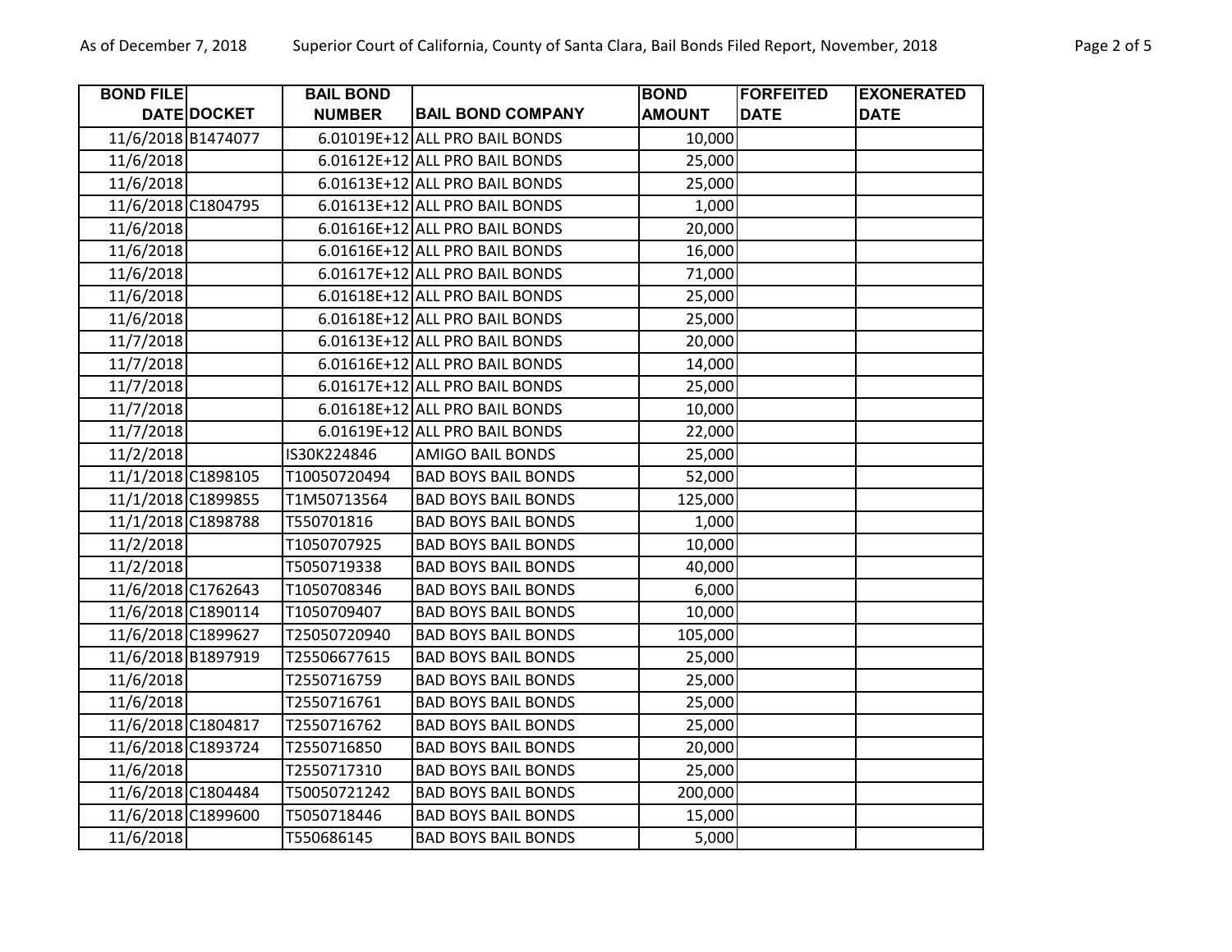| BOND FILE DATE | DOCKET | BAIL BOND NUMBER | BAIL BOND COMPANY | BOND AMOUNT | FORFEITED DATE | EXONERATED DATE |
|---|---|---|---|---|---|---|
| 11/6/2018 | B1474077 | 6.01019E+12 | ALL PRO BAIL BONDS | 10,000 | | |
| 11/6/2018 | | 6.01612E+12 | ALL PRO BAIL BONDS | 25,000 | | |
| 11/6/2018 | | 6.01613E+12 | ALL PRO BAIL BONDS | 25,000 | | |
| 11/6/2018 | C1804795 | 6.01613E+12 | ALL PRO BAIL BONDS | 1,000 | | |
| 11/6/2018 | | 6.01616E+12 | ALL PRO BAIL BONDS | 20,000 | | |
| 11/6/2018 | | 6.01616E+12 | ALL PRO BAIL BONDS | 16,000 | | |
| 11/6/2018 | | 6.01617E+12 | ALL PRO BAIL BONDS | 71,000 | | |
| 11/6/2018 | | 6.01618E+12 | ALL PRO BAIL BONDS | 25,000 | | |
| 11/6/2018 | | 6.01618E+12 | ALL PRO BAIL BONDS | 25,000 | | |
| 11/7/2018 | | 6.01613E+12 | ALL PRO BAIL BONDS | 20,000 | | |
| 11/7/2018 | | 6.01616E+12 | ALL PRO BAIL BONDS | 14,000 | | |
| 11/7/2018 | | 6.01617E+12 | ALL PRO BAIL BONDS | 25,000 | | |
| 11/7/2018 | | 6.01618E+12 | ALL PRO BAIL BONDS | 10,000 | | |
| 11/7/2018 | | 6.01619E+12 | ALL PRO BAIL BONDS | 22,000 | | |
| 11/2/2018 | | IS30K224846 | AMIGO BAIL BONDS | 25,000 | | |
| 11/1/2018 | C1898105 | T10050720494 | BAD BOYS BAIL BONDS | 52,000 | | |
| 11/1/2018 | C1899855 | T1M50713564 | BAD BOYS BAIL BONDS | 125,000 | | |
| 11/1/2018 | C1898788 | T550701816 | BAD BOYS BAIL BONDS | 1,000 | | |
| 11/2/2018 | | T1050707925 | BAD BOYS BAIL BONDS | 10,000 | | |
| 11/2/2018 | | T5050719338 | BAD BOYS BAIL BONDS | 40,000 | | |
| 11/6/2018 | C1762643 | T1050708346 | BAD BOYS BAIL BONDS | 6,000 | | |
| 11/6/2018 | C1890114 | T1050709407 | BAD BOYS BAIL BONDS | 10,000 | | |
| 11/6/2018 | C1899627 | T25050720940 | BAD BOYS BAIL BONDS | 105,000 | | |
| 11/6/2018 | B1897919 | T25506677615 | BAD BOYS BAIL BONDS | 25,000 | | |
| 11/6/2018 | | T2550716759 | BAD BOYS BAIL BONDS | 25,000 | | |
| 11/6/2018 | | T2550716761 | BAD BOYS BAIL BONDS | 25,000 | | |
| 11/6/2018 | C1804817 | T2550716762 | BAD BOYS BAIL BONDS | 25,000 | | |
| 11/6/2018 | C1893724 | T2550716850 | BAD BOYS BAIL BONDS | 20,000 | | |
| 11/6/2018 | | T2550717310 | BAD BOYS BAIL BONDS | 25,000 | | |
| 11/6/2018 | C1804484 | T50050721242 | BAD BOYS BAIL BONDS | 200,000 | | |
| 11/6/2018 | C1899600 | T5050718446 | BAD BOYS BAIL BONDS | 15,000 | | |
| 11/6/2018 | | T550686145 | BAD BOYS BAIL BONDS | 5,000 | | |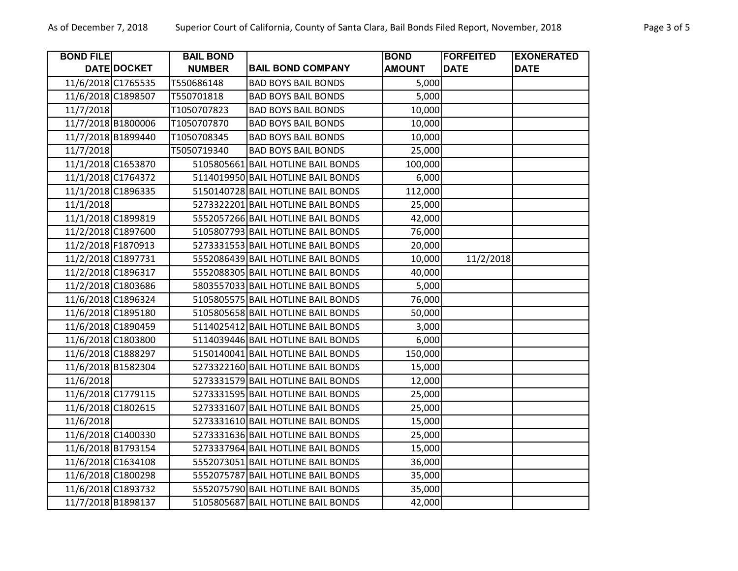| BOND FILE DATE | DOCKET | BAIL BOND NUMBER | BAIL BOND COMPANY | BOND AMOUNT | FORFEITED DATE | EXONERATED DATE |
|---|---|---|---|---|---|---|
| 11/6/2018 | C1765535 | T550686148 | BAD BOYS BAIL BONDS | 5,000 | | |
| 11/6/2018 | C1898507 | T550701818 | BAD BOYS BAIL BONDS | 5,000 | | |
| 11/7/2018 | | T1050707823 | BAD BOYS BAIL BONDS | 10,000 | | |
| 11/7/2018 | B1800006 | T1050707870 | BAD BOYS BAIL BONDS | 10,000 | | |
| 11/7/2018 | B1899440 | T1050708345 | BAD BOYS BAIL BONDS | 10,000 | | |
| 11/7/2018 | | T5050719340 | BAD BOYS BAIL BONDS | 25,000 | | |
| 11/1/2018 | C1653870 | 5105805661 | BAIL HOTLINE BAIL BONDS | 100,000 | | |
| 11/1/2018 | C1764372 | 5114019950 | BAIL HOTLINE BAIL BONDS | 6,000 | | |
| 11/1/2018 | C1896335 | 5150140728 | BAIL HOTLINE BAIL BONDS | 112,000 | | |
| 11/1/2018 | | 5273322201 | BAIL HOTLINE BAIL BONDS | 25,000 | | |
| 11/1/2018 | C1899819 | 5552057266 | BAIL HOTLINE BAIL BONDS | 42,000 | | |
| 11/2/2018 | C1897600 | 5105807793 | BAIL HOTLINE BAIL BONDS | 76,000 | | |
| 11/2/2018 | F1870913 | 5273331553 | BAIL HOTLINE BAIL BONDS | 20,000 | | |
| 11/2/2018 | C1897731 | 5552086439 | BAIL HOTLINE BAIL BONDS | 10,000 | 11/2/2018 | |
| 11/2/2018 | C1896317 | 5552088305 | BAIL HOTLINE BAIL BONDS | 40,000 | | |
| 11/2/2018 | C1803686 | 5803557033 | BAIL HOTLINE BAIL BONDS | 5,000 | | |
| 11/6/2018 | C1896324 | 5105805575 | BAIL HOTLINE BAIL BONDS | 76,000 | | |
| 11/6/2018 | C1895180 | 5105805658 | BAIL HOTLINE BAIL BONDS | 50,000 | | |
| 11/6/2018 | C1890459 | 5114025412 | BAIL HOTLINE BAIL BONDS | 3,000 | | |
| 11/6/2018 | C1803800 | 5114039446 | BAIL HOTLINE BAIL BONDS | 6,000 | | |
| 11/6/2018 | C1888297 | 5150140041 | BAIL HOTLINE BAIL BONDS | 150,000 | | |
| 11/6/2018 | B1582304 | 5273322160 | BAIL HOTLINE BAIL BONDS | 15,000 | | |
| 11/6/2018 | | 5273331579 | BAIL HOTLINE BAIL BONDS | 12,000 | | |
| 11/6/2018 | C1779115 | 5273331595 | BAIL HOTLINE BAIL BONDS | 25,000 | | |
| 11/6/2018 | C1802615 | 5273331607 | BAIL HOTLINE BAIL BONDS | 25,000 | | |
| 11/6/2018 | | 5273331610 | BAIL HOTLINE BAIL BONDS | 15,000 | | |
| 11/6/2018 | C1400330 | 5273331636 | BAIL HOTLINE BAIL BONDS | 25,000 | | |
| 11/6/2018 | B1793154 | 5273337964 | BAIL HOTLINE BAIL BONDS | 15,000 | | |
| 11/6/2018 | C1634108 | 5552073051 | BAIL HOTLINE BAIL BONDS | 36,000 | | |
| 11/6/2018 | C1800298 | 5552075787 | BAIL HOTLINE BAIL BONDS | 35,000 | | |
| 11/6/2018 | C1893732 | 5552075790 | BAIL HOTLINE BAIL BONDS | 35,000 | | |
| 11/7/2018 | B1898137 | 5105805687 | BAIL HOTLINE BAIL BONDS | 42,000 | | |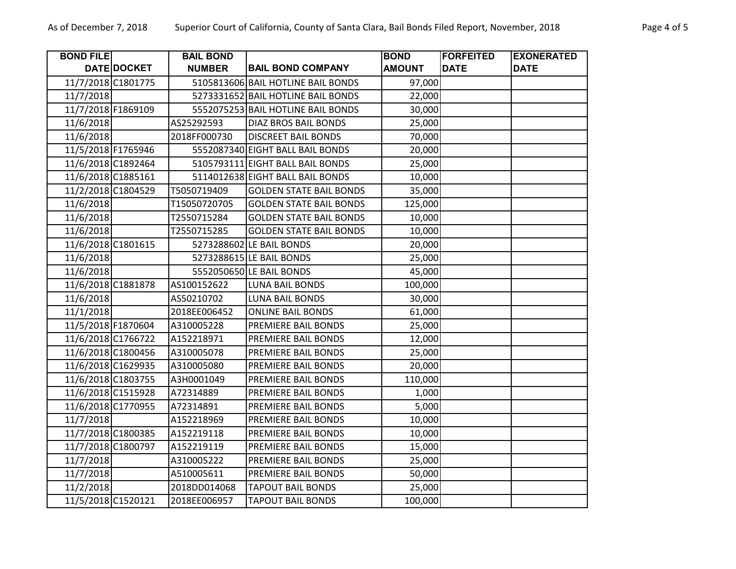| BOND FILE DATE | DOCKET | BAIL BOND NUMBER | BAIL BOND COMPANY | BOND AMOUNT | FORFEITED DATE | EXONERATED DATE |
|---|---|---|---|---|---|---|
| 11/7/2018 | C1801775 | 5105813606 | BAIL HOTLINE BAIL BONDS | 97,000 | | |
| 11/7/2018 | | 5273331652 | BAIL HOTLINE BAIL BONDS | 22,000 | | |
| 11/7/2018 | F1869109 | 5552075253 | BAIL HOTLINE BAIL BONDS | 30,000 | | |
| 11/6/2018 | | AS25292593 | DIAZ BROS BAIL BONDS | 25,000 | | |
| 11/6/2018 | | 2018FF000730 | DISCREET BAIL BONDS | 70,000 | | |
| 11/5/2018 | F1765946 | 5552087340 | EIGHT BALL BAIL BONDS | 20,000 | | |
| 11/6/2018 | C1892464 | 5105793111 | EIGHT BALL BAIL BONDS | 25,000 | | |
| 11/6/2018 | C1885161 | 5114012638 | EIGHT BALL BAIL BONDS | 10,000 | | |
| 11/2/2018 | C1804529 | T5050719409 | GOLDEN STATE BAIL BONDS | 35,000 | | |
| 11/6/2018 | | T15050720705 | GOLDEN STATE BAIL BONDS | 125,000 | | |
| 11/6/2018 | | T2550715284 | GOLDEN STATE BAIL BONDS | 10,000 | | |
| 11/6/2018 | | T2550715285 | GOLDEN STATE BAIL BONDS | 10,000 | | |
| 11/6/2018 | C1801615 | 5273288602 | LE BAIL BONDS | 20,000 | | |
| 11/6/2018 | | 5273288615 | LE BAIL BONDS | 25,000 | | |
| 11/6/2018 | | 5552050650 | LE BAIL BONDS | 45,000 | | |
| 11/6/2018 | C1881878 | AS100152622 | LUNA BAIL BONDS | 100,000 | | |
| 11/6/2018 | | AS50210702 | LUNA BAIL BONDS | 30,000 | | |
| 11/1/2018 | | 2018EE006452 | ONLINE BAIL BONDS | 61,000 | | |
| 11/5/2018 | F1870604 | A310005228 | PREMIERE BAIL BONDS | 25,000 | | |
| 11/6/2018 | C1766722 | A152218971 | PREMIERE BAIL BONDS | 12,000 | | |
| 11/6/2018 | C1800456 | A310005078 | PREMIERE BAIL BONDS | 25,000 | | |
| 11/6/2018 | C1629935 | A310005080 | PREMIERE BAIL BONDS | 20,000 | | |
| 11/6/2018 | C1803755 | A3H0001049 | PREMIERE BAIL BONDS | 110,000 | | |
| 11/6/2018 | C1515928 | A72314889 | PREMIERE BAIL BONDS | 1,000 | | |
| 11/6/2018 | C1770955 | A72314891 | PREMIERE BAIL BONDS | 5,000 | | |
| 11/7/2018 | | A152218969 | PREMIERE BAIL BONDS | 10,000 | | |
| 11/7/2018 | C1800385 | A152219118 | PREMIERE BAIL BONDS | 10,000 | | |
| 11/7/2018 | C1800797 | A152219119 | PREMIERE BAIL BONDS | 15,000 | | |
| 11/7/2018 | | A310005222 | PREMIERE BAIL BONDS | 25,000 | | |
| 11/7/2018 | | A510005611 | PREMIERE BAIL BONDS | 50,000 | | |
| 11/2/2018 | | 2018DD014068 | TAPOUT BAIL BONDS | 25,000 | | |
| 11/5/2018 | C1520121 | 2018EE006957 | TAPOUT BAIL BONDS | 100,000 | | |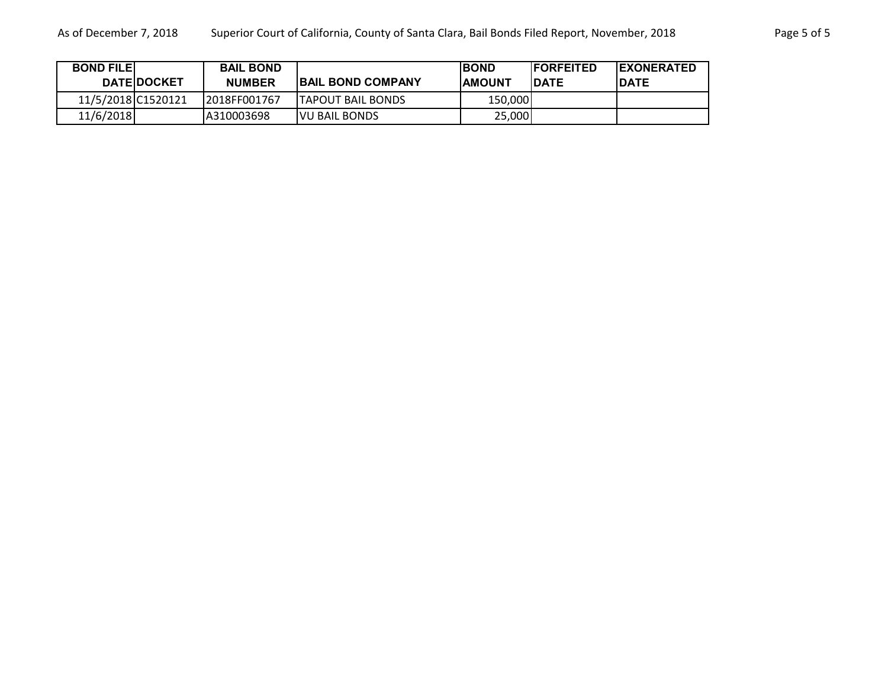| BOND FILE DATE | DOCKET | BAIL BOND NUMBER | BAIL BOND COMPANY | BOND AMOUNT | FORFEITED DATE | EXONERATED DATE |
|---|---|---|---|---|---|---|
| 11/5/2018 | C1520121 | 2018FF001767 | TAPOUT BAIL BONDS | 150,000 | | |
| 11/6/2018 | | A310003698 | VU BAIL BONDS | 25,000 | | |